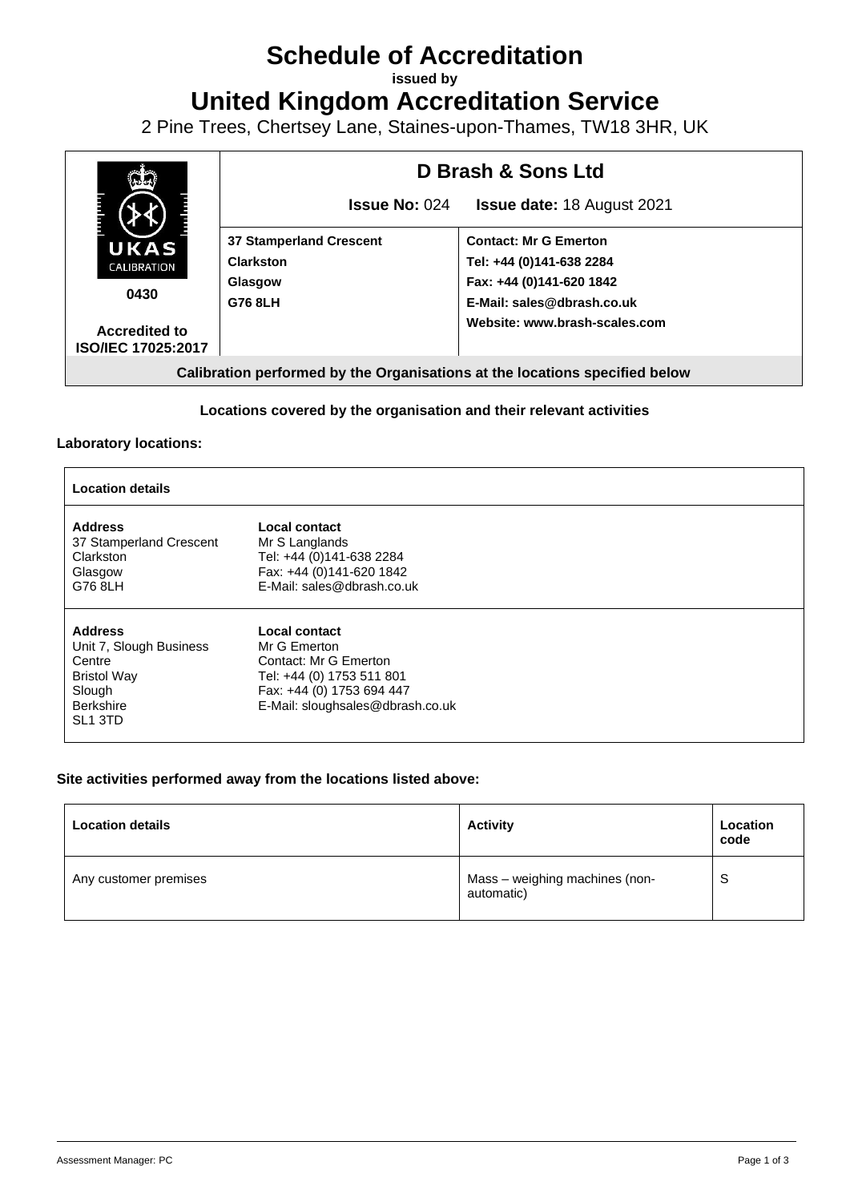# Schedule of Accreditation

**issued by**

# United Kingdom Accreditation Service

2 Pine Trees, Chertsey Lane, Staines-upon-Thames, TW18 3HR, UK

| UKAS CALIBRATION 0430 Accredited to ISO/IEC 17025:2017 | **D Brash & Sons Ltd** | |
|---|---|---|
| | **Issue No:** 024 | **Issue date:** 18 August 2021 |
| | **37 Stamperland Crescent**<br>**Clarkston**<br>**Glasgow**<br>**G76 8LH** | **Contact: Mr G Emerton**<br>**Tel: +44 (0)141-638 2284**<br>**Fax: +44 (0)141-620 1842**<br>**E-Mail: sales@dbrash.co.uk**<br>**Website: www.brash-scales.com** |

**Calibration performed by the Organisations at the locations specified below**

**Locations covered by the organisation and their relevant activities**

**Laboratory locations:**

| **Location details** | |
|---|---|
| **Address**<br>37 Stamperland Crescent<br>Clarkston<br>Glasgow<br>G76 8LH | **Local contact**<br>Mr S Langlands<br>Tel: +44 (0)141-638 2284<br>Fax: +44 (0)141-620 1842<br>E-Mail: sales@dbrash.co.uk |
| **Address**<br>Unit 7, Slough Business Centre<br>Bristol Way<br>Slough<br>Berkshire<br>SL1 3TD | **Local contact**<br>Mr G Emerton<br>Contact: Mr G Emerton<br>Tel: +44 (0) 1753 511 801<br>Fax: +44 (0) 1753 694 447<br>E-Mail: sloughsales@dbrash.co.uk |

**Site activities performed away from the locations listed above:**

| **Location details** | **Activity** | **Location code** |
|---|---|---|
| Any customer premises | Mass – weighing machines (non-automatic) | S |

Assessment Manager: PC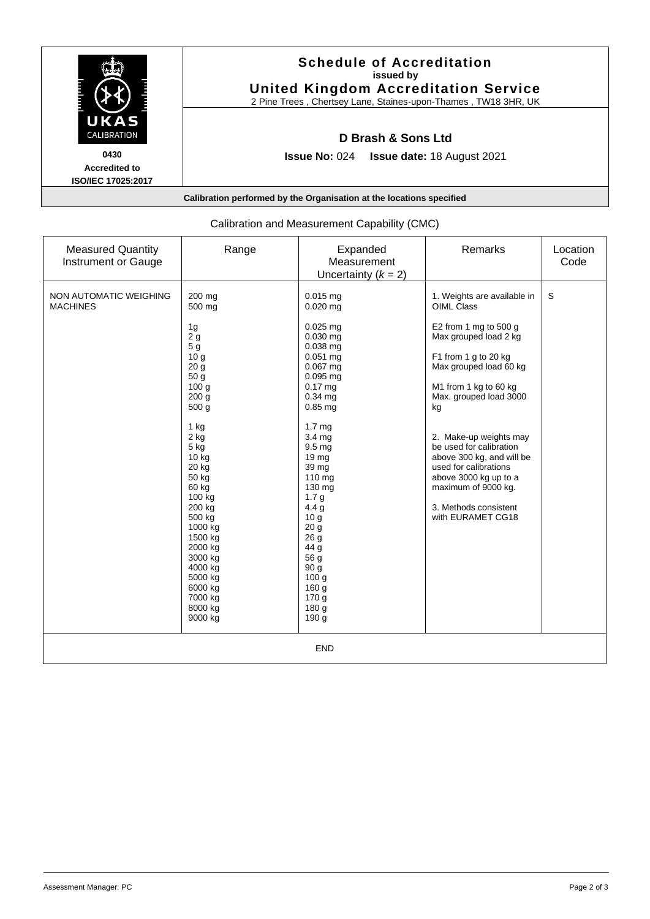UKAS CALIBRATION

0430
**Accredited to ISO/IEC 17025:2017**

# Schedule of Accreditation
**issued by**
**United Kingdom Accreditation Service**
2 Pine Trees , Chertsey Lane, Staines-upon-Thames , TW18 3HR, UK

## D Brash & Sons Ltd

**Issue No:** 024 **Issue date:** 18 August 2021

**Calibration performed by the Organisation at the locations specified**

Calibration and Measurement Capability (CMC)

| Measured Quantity Instrument or Gauge | Range | Expanded Measurement Uncertainty ($k = 2$) | Remarks | Location Code |
|---|---|---|---|---|
| NON AUTOMATIC WEIGHING MACHINES | 200 mg<br>500 mg<br><br>1g<br>2 g<br>5 g<br>10 g<br>20 g<br>50 g<br>100 g<br>200 g<br>500 g<br><br>1 kg<br>2 kg<br>5 kg<br>10 kg<br>20 kg<br>50 kg<br>60 kg<br>100 kg<br>200 kg<br>500 kg<br>1000 kg<br>1500 kg<br>2000 kg<br>3000 kg<br>4000 kg<br>5000 kg<br>6000 kg<br>7000 kg<br>8000 kg<br>9000 kg | 0.015 mg<br>0.020 mg<br><br>0.025 mg<br>0.030 mg<br>0.038 mg<br>0.051 mg<br>0.067 mg<br>0.095 mg<br>0.17 mg<br>0.34 mg<br>0.85 mg<br><br>1.7 mg<br>3.4 mg<br>9.5 mg<br>19 mg<br>39 mg<br>110 mg<br>130 mg<br>1.7 g<br>4.4 g<br>10 g<br>20 g<br>26 g<br>44 g<br>56 g<br>90 g<br>100 g<br>160 g<br>170 g<br>180 g<br>190 g | 1. Weights are available in OIML Class<br><br>E2 from 1 mg to 500 g<br>Max grouped load 2 kg<br><br>F1 from 1 g to 20 kg<br>Max grouped load 60 kg<br><br>M1 from 1 kg to 60 kg<br>Max. grouped load 3000 kg<br><br>2. Make-up weights may be used for calibration above 300 kg, and will be used for calibrations above 3000 kg up to a maximum of 9000 kg.<br><br>3. Methods consistent with EURAMET CG18 | S |
| END | | | | |

Assessment Manager: PC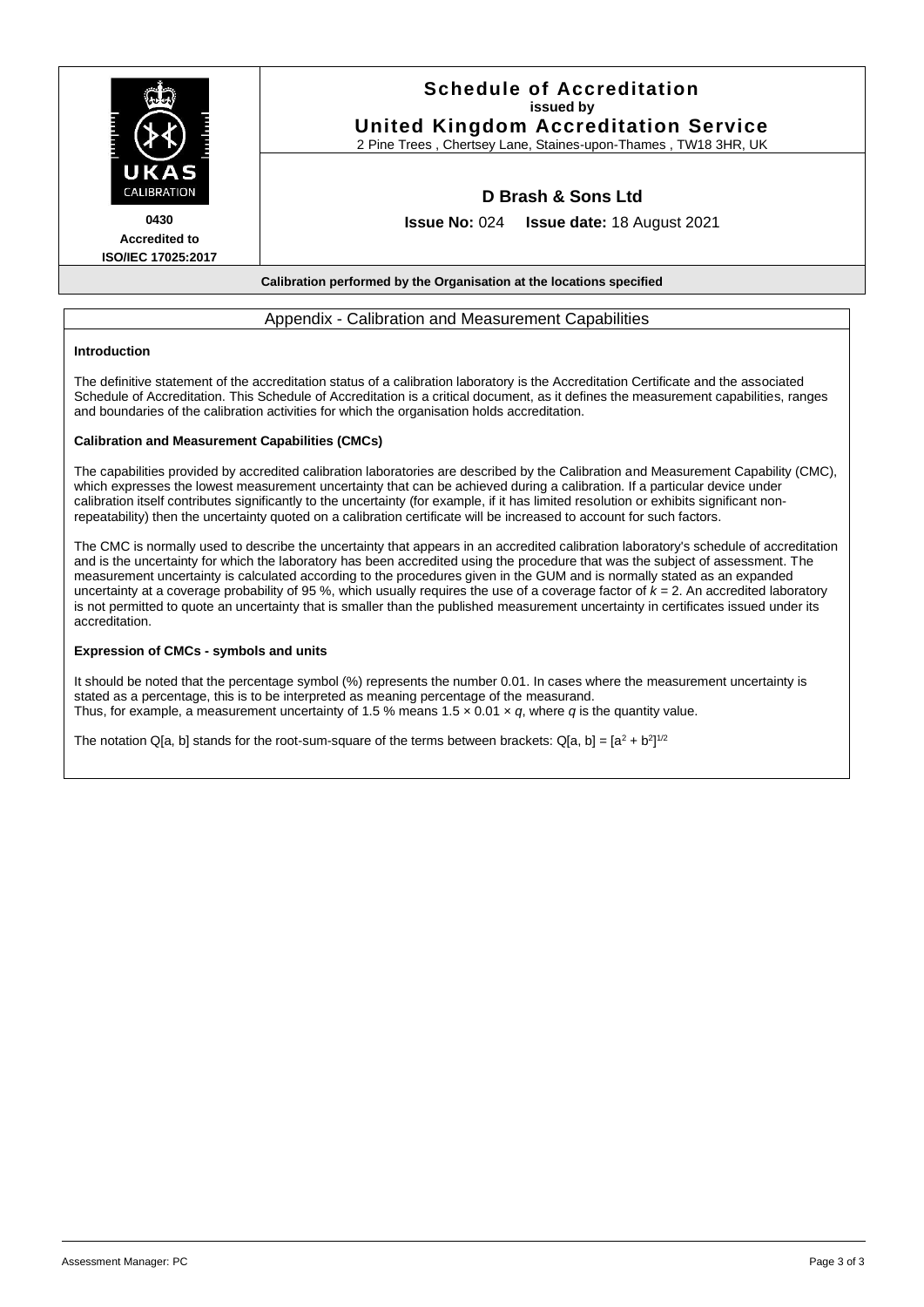# Schedule of Accreditation
**issued by**
**United Kingdom Accreditation Service**
2 Pine Trees , Chertsey Lane, Staines-upon-Thames , TW18 3HR, UK

UKAS CALIBRATION

**0430**
**Accredited to**
**ISO/IEC 17025:2017**

## D Brash & Sons Ltd

**Issue No:** 024 **Issue date:** 18 August 2021

**Calibration performed by the Organisation at the locations specified**

## Appendix - Calibration and Measurement Capabilities

### Introduction

The definitive statement of the accreditation status of a calibration laboratory is the Accreditation Certificate and the associated Schedule of Accreditation. This Schedule of Accreditation is a critical document, as it defines the measurement capabilities, ranges and boundaries of the calibration activities for which the organisation holds accreditation.

### Calibration and Measurement Capabilities (CMCs)

The capabilities provided by accredited calibration laboratories are described by the Calibration and Measurement Capability (CMC), which expresses the lowest measurement uncertainty that can be achieved during a calibration. If a particular device under calibration itself contributes significantly to the uncertainty (for example, if it has limited resolution or exhibits significant non-repeatability) then the uncertainty quoted on a calibration certificate will be increased to account for such factors.

The CMC is normally used to describe the uncertainty that appears in an accredited calibration laboratory's schedule of accreditation and is the uncertainty for which the laboratory has been accredited using the procedure that was the subject of assessment. The measurement uncertainty is calculated according to the procedures given in the GUM and is normally stated as an expanded uncertainty at a coverage probability of 95 %, which usually requires the use of a coverage factor of $k = 2$. An accredited laboratory is not permitted to quote an uncertainty that is smaller than the published measurement uncertainty in certificates issued under its accreditation.

### Expression of CMCs - symbols and units

It should be noted that the percentage symbol (%) represents the number 0.01. In cases where the measurement uncertainty is stated as a percentage, this is to be interpreted as meaning percentage of the measurand.
Thus, for example, a measurement uncertainty of 1.5 % means $1.5 \times 0.01 \times q$, where $q$ is the quantity value.

The notation Q[a, b] stands for the root-sum-square of the terms between brackets: $Q[a, b] = [a^2 + b^2]^{1/2}$

Assessment Manager: PC